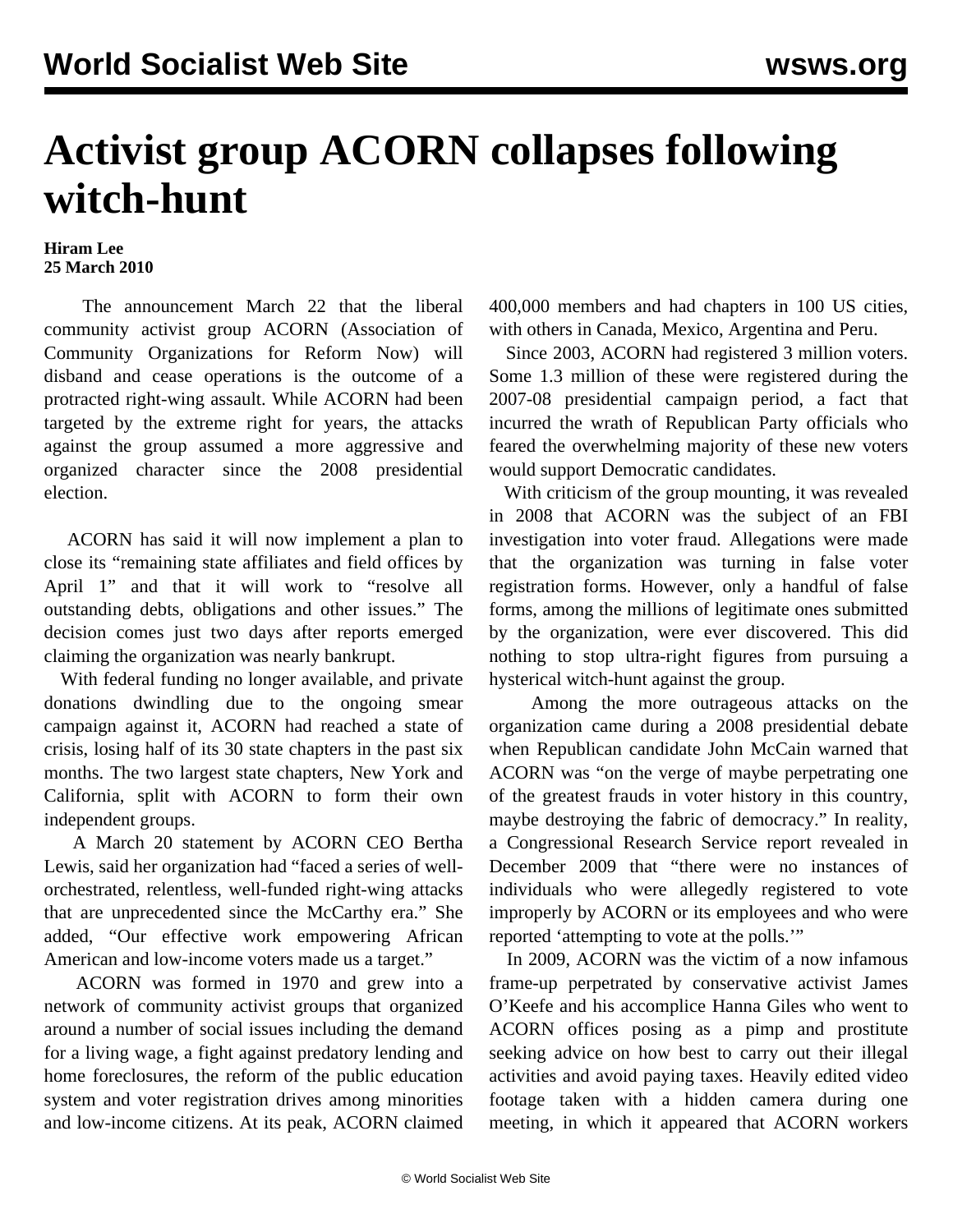# Activist group ACORN collapses following witch-hunt

**Hiram Lee**
**25 March 2010**

The announcement March 22 that the liberal community activist group ACORN (Association of Community Organizations for Reform Now) will disband and cease operations is the outcome of a protracted right-wing assault. While ACORN had been targeted by the extreme right for years, the attacks against the group assumed a more aggressive and organized character since the 2008 presidential election.

ACORN has said it will now implement a plan to close its "remaining state affiliates and field offices by April 1" and that it will work to "resolve all outstanding debts, obligations and other issues." The decision comes just two days after reports emerged claiming the organization was nearly bankrupt.

With federal funding no longer available, and private donations dwindling due to the ongoing smear campaign against it, ACORN had reached a state of crisis, losing half of its 30 state chapters in the past six months. The two largest state chapters, New York and California, split with ACORN to form their own independent groups.

A March 20 statement by ACORN CEO Bertha Lewis, said her organization had "faced a series of well-orchestrated, relentless, well-funded right-wing attacks that are unprecedented since the McCarthy era." She added, "Our effective work empowering African American and low-income voters made us a target."

ACORN was formed in 1970 and grew into a network of community activist groups that organized around a number of social issues including the demand for a living wage, a fight against predatory lending and home foreclosures, the reform of the public education system and voter registration drives among minorities and low-income citizens. At its peak, ACORN claimed 400,000 members and had chapters in 100 US cities, with others in Canada, Mexico, Argentina and Peru.

Since 2003, ACORN had registered 3 million voters. Some 1.3 million of these were registered during the 2007-08 presidential campaign period, a fact that incurred the wrath of Republican Party officials who feared the overwhelming majority of these new voters would support Democratic candidates.

With criticism of the group mounting, it was revealed in 2008 that ACORN was the subject of an FBI investigation into voter fraud. Allegations were made that the organization was turning in false voter registration forms. However, only a handful of false forms, among the millions of legitimate ones submitted by the organization, were ever discovered. This did nothing to stop ultra-right figures from pursuing a hysterical witch-hunt against the group.

Among the more outrageous attacks on the organization came during a 2008 presidential debate when Republican candidate John McCain warned that ACORN was "on the verge of maybe perpetrating one of the greatest frauds in voter history in this country, maybe destroying the fabric of democracy." In reality, a Congressional Research Service report revealed in December 2009 that "there were no instances of individuals who were allegedly registered to vote improperly by ACORN or its employees and who were reported 'attempting to vote at the polls.'"

In 2009, ACORN was the victim of a now infamous frame-up perpetrated by conservative activist James O'Keefe and his accomplice Hanna Giles who went to ACORN offices posing as a pimp and prostitute seeking advice on how best to carry out their illegal activities and avoid paying taxes. Heavily edited video footage taken with a hidden camera during one meeting, in which it appeared that ACORN workers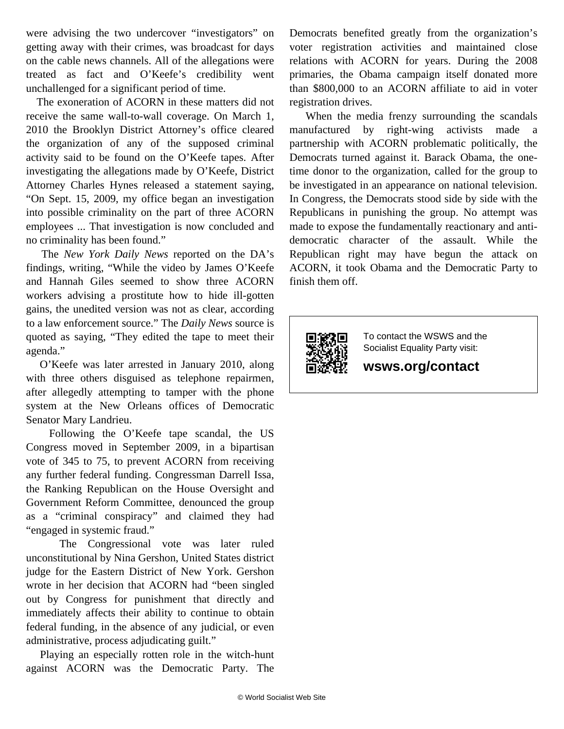were advising the two undercover "investigators" on getting away with their crimes, was broadcast for days on the cable news channels. All of the allegations were treated as fact and O'Keefe's credibility went unchallenged for a significant period of time.

The exoneration of ACORN in these matters did not receive the same wall-to-wall coverage. On March 1, 2010 the Brooklyn District Attorney's office cleared the organization of any of the supposed criminal activity said to be found on the O'Keefe tapes. After investigating the allegations made by O'Keefe, District Attorney Charles Hynes released a statement saying, "On Sept. 15, 2009, my office began an investigation into possible criminality on the part of three ACORN employees ... That investigation is now concluded and no criminality has been found."

The *New York Daily News* reported on the DA's findings, writing, "While the video by James O'Keefe and Hannah Giles seemed to show three ACORN workers advising a prostitute how to hide ill-gotten gains, the unedited version was not as clear, according to a law enforcement source." The *Daily News* source is quoted as saying, "They edited the tape to meet their agenda."

O'Keefe was later arrested in January 2010, along with three others disguised as telephone repairmen, after allegedly attempting to tamper with the phone system at the New Orleans offices of Democratic Senator Mary Landrieu.

Following the O'Keefe tape scandal, the US Congress moved in September 2009, in a bipartisan vote of 345 to 75, to prevent ACORN from receiving any further federal funding. Congressman Darrell Issa, the Ranking Republican on the House Oversight and Government Reform Committee, denounced the group as a "criminal conspiracy" and claimed they had "engaged in systemic fraud."

The Congressional vote was later ruled unconstitutional by Nina Gershon, United States district judge for the Eastern District of New York. Gershon wrote in her decision that ACORN had "been singled out by Congress for punishment that directly and immediately affects their ability to continue to obtain federal funding, in the absence of any judicial, or even administrative, process adjudicating guilt."

Playing an especially rotten role in the witch-hunt against ACORN was the Democratic Party. The Democrats benefited greatly from the organization's voter registration activities and maintained close relations with ACORN for years. During the 2008 primaries, the Obama campaign itself donated more than $800,000 to an ACORN affiliate to aid in voter registration drives.

When the media frenzy surrounding the scandals manufactured by right-wing activists made a partnership with ACORN problematic politically, the Democrats turned against it. Barack Obama, the one-time donor to the organization, called for the group to be investigated in an appearance on national television. In Congress, the Democrats stood side by side with the Republicans in punishing the group. No attempt was made to expose the fundamentally reactionary and anti-democratic character of the assault. While the Republican right may have begun the attack on ACORN, it took Obama and the Democratic Party to finish them off.

To contact the WSWS and the Socialist Equality Party visit:

**wsws.org/contact**